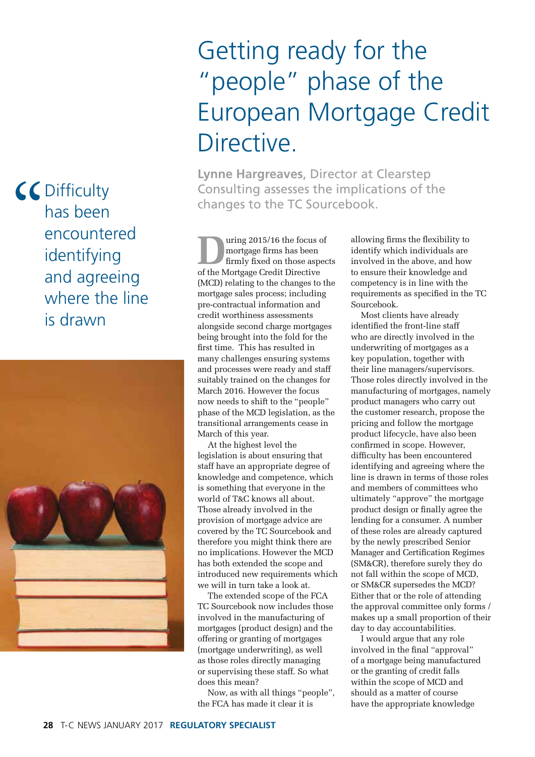# Getting ready for the "people" phase of the European Mortgage Credit Directive.

**Lynne Hargreaves**, Director at Clearstep Consulting assesses the implications of the changes to the TC Sourcebook.

> "Difficulty has been encountered identifying and agreeing where the line is drawn

During 2015/16 the focus of mortgage firms has been firmly fixed on those aspects of the Mortgage Credit Directive (MCD) relating to the changes to the mortgage sales process; including pre-contractual information and credit worthiness assessments alongside second charge mortgages being brought into the fold for the first time. This has resulted in many challenges ensuring systems and processes were ready and staff suitably trained on the changes for March 2016. However the focus now needs to shift to the "people" phase of the MCD legislation, as the transitional arrangements cease in March of this year.

At the highest level the legislation is about ensuring that staff have an appropriate degree of knowledge and competence, which is something that everyone in the world of T&C knows all about. Those already involved in the provision of mortgage advice are covered by the TC Sourcebook and therefore you might think there are no implications. However the MCD has both extended the scope and introduced new requirements which we will in turn take a look at.

The extended scope of the FCA TC Sourcebook now includes those involved in the manufacturing of mortgages (product design) and the offering or granting of mortgages (mortgage underwriting), as well as those roles directly managing or supervising these staff. So what does this mean?

Now, as with all things "people", the FCA has made it clear it is allowing firms the flexibility to identify which individuals are involved in the above, and how to ensure their knowledge and competency is in line with the requirements as specified in the TC Sourcebook.

Most clients have already identified the front-line staff who are directly involved in the underwriting of mortgages as a key population, together with their line managers/supervisors. Those roles directly involved in the manufacturing of mortgages, namely product managers who carry out the customer research, propose the pricing and follow the mortgage product lifecycle, have also been confirmed in scope. However, difficulty has been encountered identifying and agreeing where the line is drawn in terms of those roles and members of committees who ultimately "approve" the mortgage product design or finally agree the lending for a consumer. A number of these roles are already captured by the newly prescribed Senior Manager and Certification Regimes (SM&CR), therefore surely they do not fall within the scope of MCD, or SM&CR supersedes the MCD? Either that or the role of attending the approval committee only forms / makes up a small proportion of their day to day accountabilities.

I would argue that any role involved in the final "approval" of a mortgage being manufactured or the granting of credit falls within the scope of MCD and should as a matter of course have the appropriate knowledge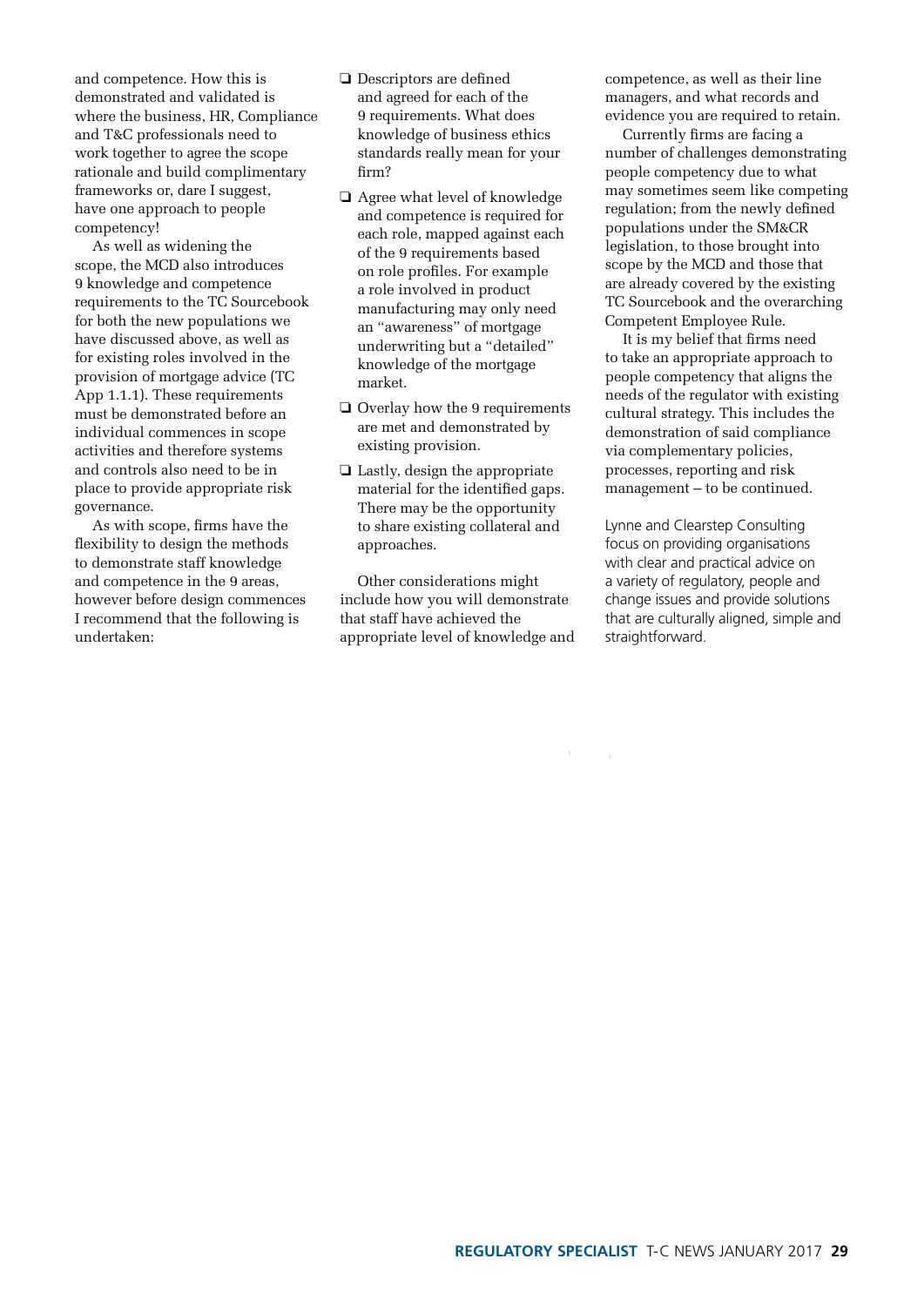and competence. How this is demonstrated and validated is where the business, HR, Compliance and T&C professionals need to work together to agree the scope rationale and build complimentary frameworks or, dare I suggest, have one approach to people competency!

As well as widening the scope, the MCD also introduces 9 knowledge and competence requirements to the TC Sourcebook for both the new populations we have discussed above, as well as for existing roles involved in the provision of mortgage advice (TC App 1.1.1). These requirements must be demonstrated before an individual commences in scope activities and therefore systems and controls also need to be in place to provide appropriate risk governance.

As with scope, firms have the flexibility to design the methods to demonstrate staff knowledge and competence in the 9 areas, however before design commences I recommend that the following is undertaken:

- Descriptors are defined and agreed for each of the 9 requirements. What does knowledge of business ethics standards really mean for your firm?
- Agree what level of knowledge and competence is required for each role, mapped against each of the 9 requirements based on role profiles. For example a role involved in product manufacturing may only need an "awareness" of mortgage underwriting but a "detailed" knowledge of the mortgage market.
- Overlay how the 9 requirements are met and demonstrated by existing provision.
- Lastly, design the appropriate material for the identified gaps. There may be the opportunity to share existing collateral and approaches.

Other considerations might include how you will demonstrate that staff have achieved the appropriate level of knowledge and competence, as well as their line managers, and what records and evidence you are required to retain.

Currently firms are facing a number of challenges demonstrating people competency due to what may sometimes seem like competing regulation; from the newly defined populations under the SM&CR legislation, to those brought into scope by the MCD and those that are already covered by the existing TC Sourcebook and the overarching Competent Employee Rule.

It is my belief that firms need to take an appropriate approach to people competency that aligns the needs of the regulator with existing cultural strategy. This includes the demonstration of said compliance via complementary policies, processes, reporting and risk management – to be continued.

Lynne and Clearstep Consulting focus on providing organisations with clear and practical advice on a variety of regulatory, people and change issues and provide solutions that are culturally aligned, simple and straightforward.